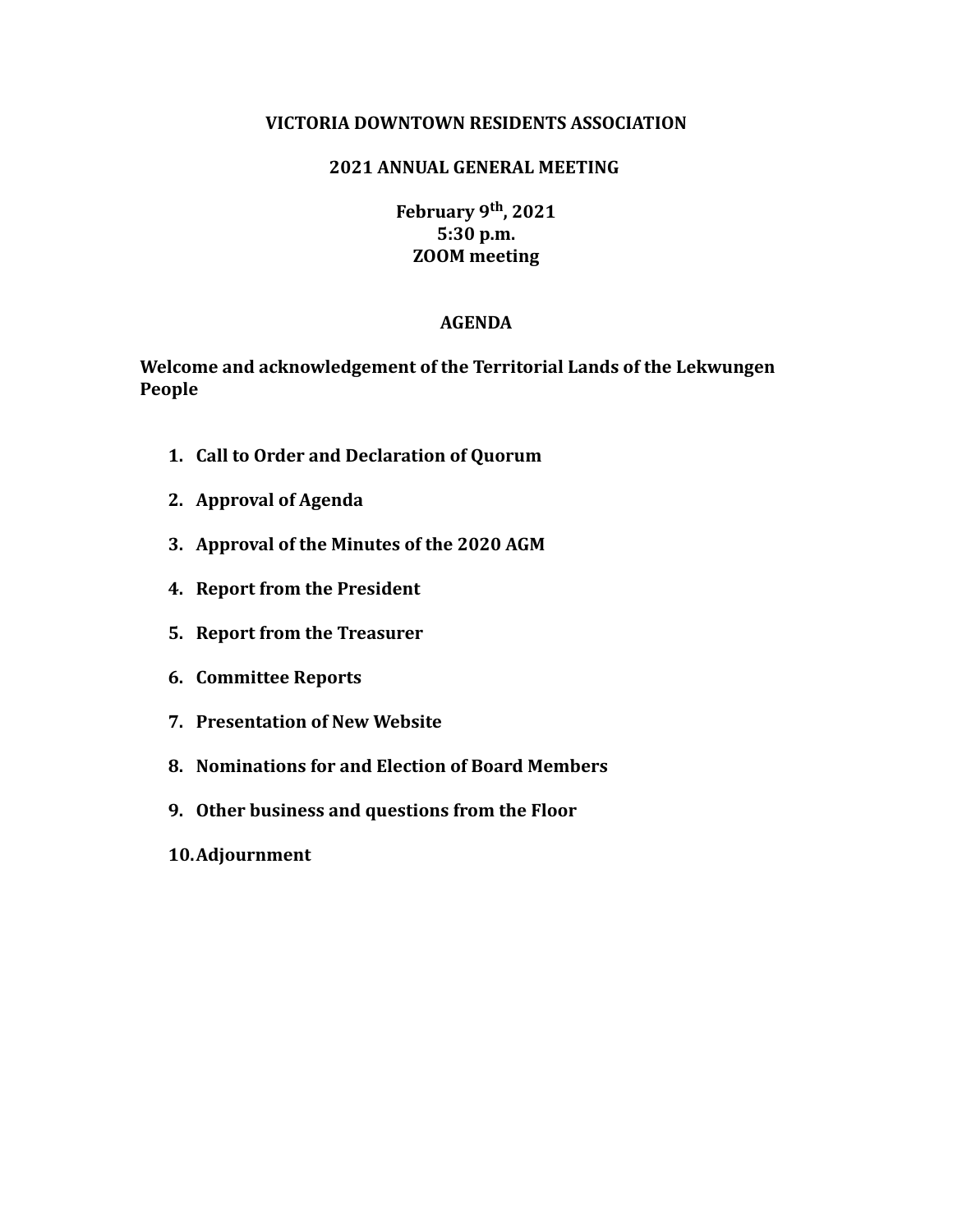**VICTORIA DOWNTOWN RESIDENTS ASSOCIATION**

**2021 ANNUAL GENERAL MEETING**

**February 9th, 2021**
**5:30 p.m.**
**ZOOM meeting**

**AGENDA**

**Welcome and acknowledgement of the Territorial Lands of the Lekwungen People**

1. **Call to Order and Declaration of Quorum**
2. **Approval of Agenda**
3. **Approval of the Minutes of the 2020 AGM**
4. **Report from the President**
5. **Report from the Treasurer**
6. **Committee Reports**
7. **Presentation of New Website**
8. **Nominations for and Election of Board Members**
9. **Other business and questions from the Floor**
10. **Adjournment**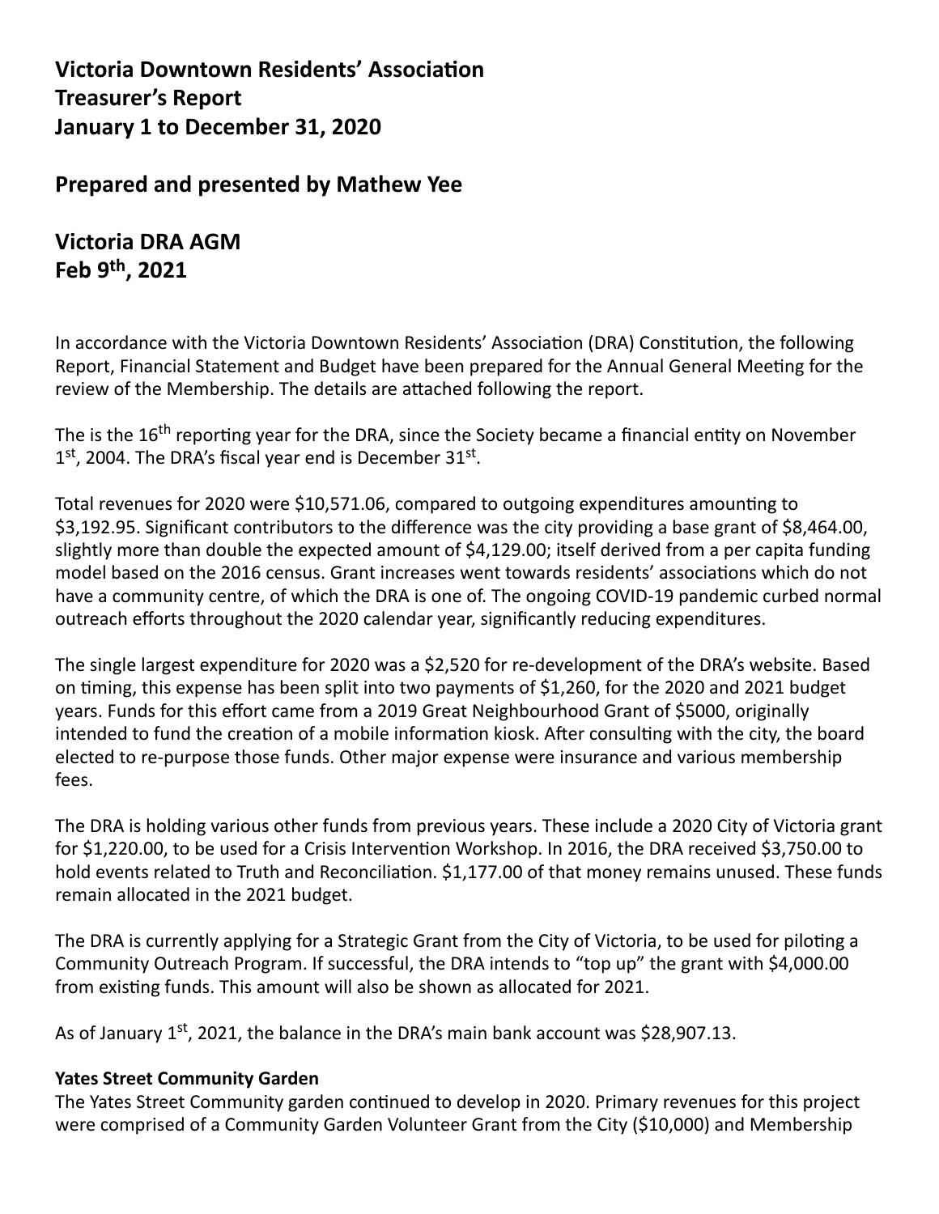# Victoria Downtown Residents' Association
# Treasurer's Report
# January 1 to December 31, 2020

## Prepared and presented by Mathew Yee

## Victoria DRA AGM
## Feb 9th, 2021

In accordance with the Victoria Downtown Residents' Association (DRA) Constitution, the following Report, Financial Statement and Budget have been prepared for the Annual General Meeting for the review of the Membership. The details are attached following the report.

The is the 16th reporting year for the DRA, since the Society became a financial entity on November 1st, 2004. The DRA's fiscal year end is December 31st.

Total revenues for 2020 were $10,571.06, compared to outgoing expenditures amounting to $3,192.95. Significant contributors to the difference was the city providing a base grant of $8,464.00, slightly more than double the expected amount of $4,129.00; itself derived from a per capita funding model based on the 2016 census. Grant increases went towards residents' associations which do not have a community centre, of which the DRA is one of. The ongoing COVID-19 pandemic curbed normal outreach efforts throughout the 2020 calendar year, significantly reducing expenditures.

The single largest expenditure for 2020 was a $2,520 for re-development of the DRA's website. Based on timing, this expense has been split into two payments of $1,260, for the 2020 and 2021 budget years. Funds for this effort came from a 2019 Great Neighbourhood Grant of $5000, originally intended to fund the creation of a mobile information kiosk. After consulting with the city, the board elected to re-purpose those funds. Other major expense were insurance and various membership fees.

The DRA is holding various other funds from previous years. These include a 2020 City of Victoria grant for $1,220.00, to be used for a Crisis Intervention Workshop. In 2016, the DRA received $3,750.00 to hold events related to Truth and Reconciliation. $1,177.00 of that money remains unused. These funds remain allocated in the 2021 budget.

The DRA is currently applying for a Strategic Grant from the City of Victoria, to be used for piloting a Community Outreach Program. If successful, the DRA intends to "top up" the grant with $4,000.00 from existing funds. This amount will also be shown as allocated for 2021.

As of January 1st, 2021, the balance in the DRA's main bank account was $28,907.13.

**Yates Street Community Garden**

The Yates Street Community garden continued to develop in 2020. Primary revenues for this project were comprised of a Community Garden Volunteer Grant from the City ($10,000) and Membership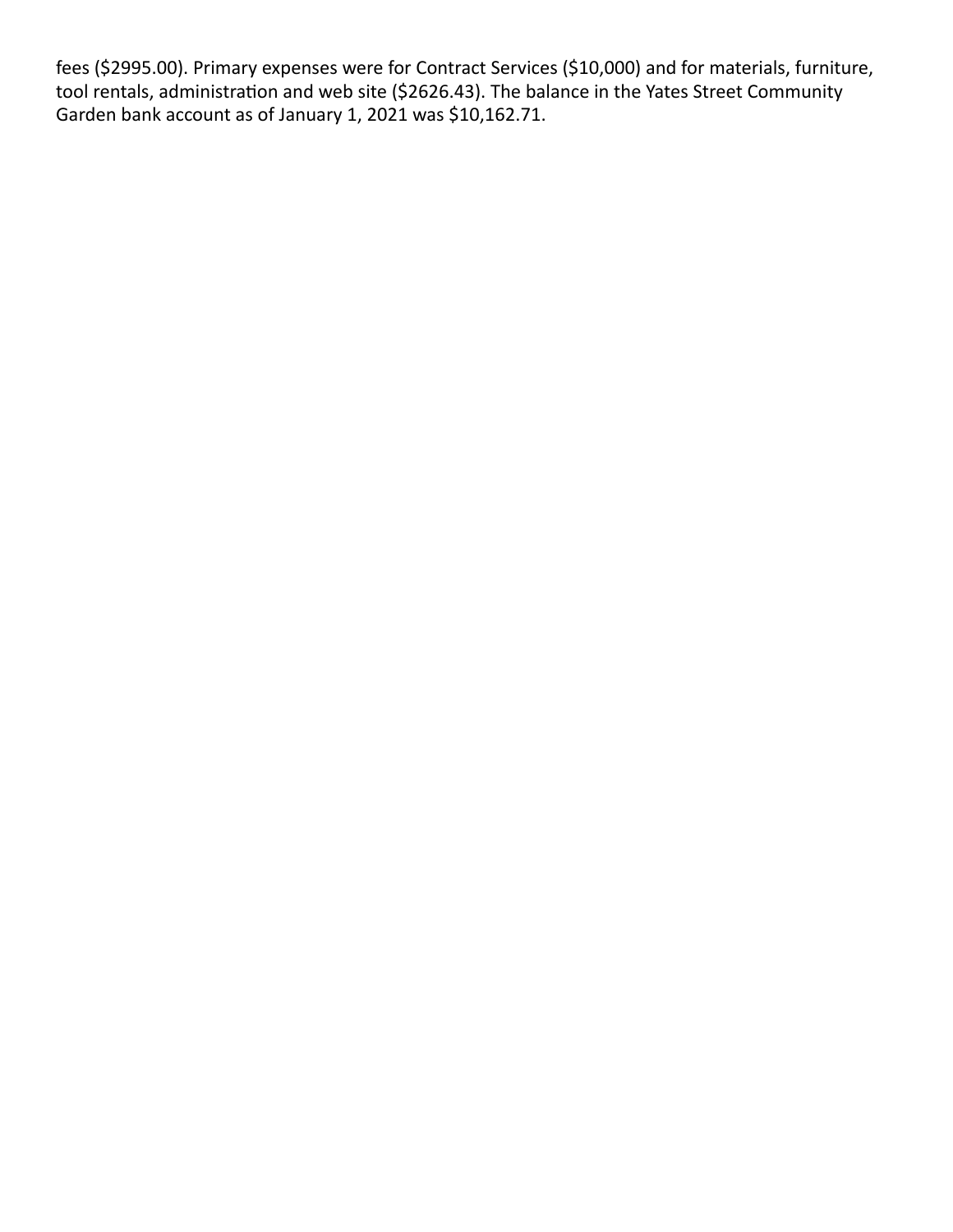fees ($2995.00). Primary expenses were for Contract Services ($10,000) and for materials, furniture, tool rentals, administration and web site ($2626.43). The balance in the Yates Street Community Garden bank account as of January 1, 2021 was $10,162.71.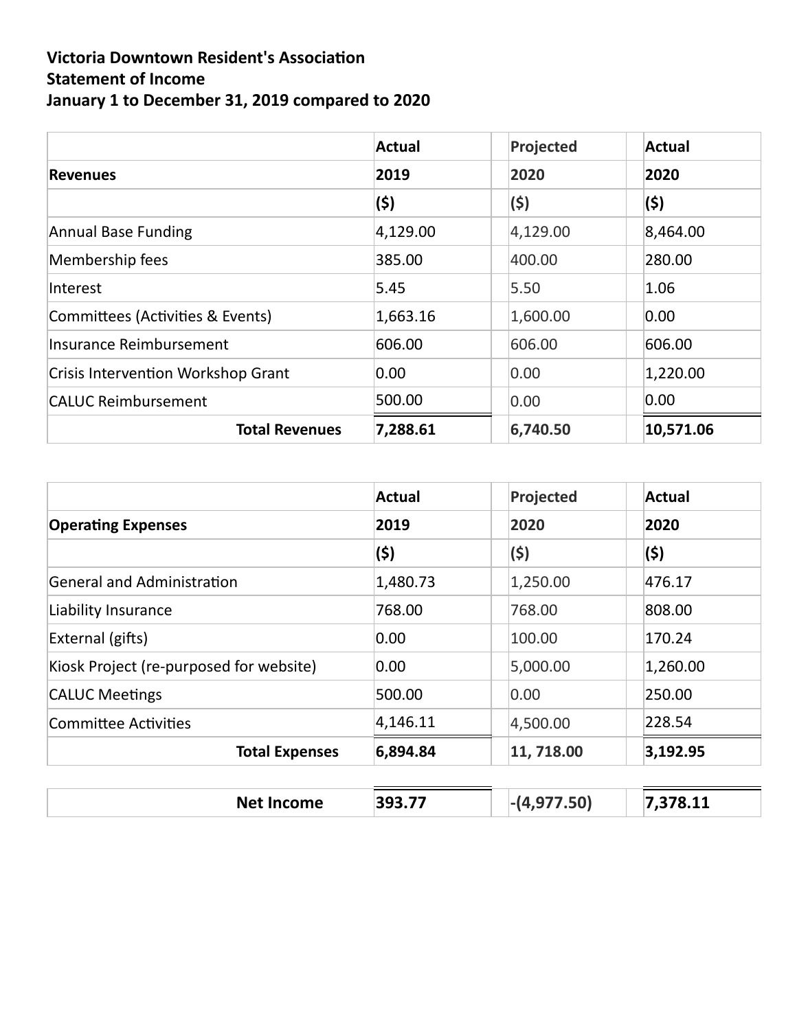**Victoria Downtown Resident's Association**
**Statement of Income**
**January 1 to December 31, 2019 compared to 2020**

| | Actual | Projected | Actual |
|---|---|---|---|
| **Revenues** | **2019** | **2020** | **2020** |
| | **($)** | **($)** | **($)** |
| Annual Base Funding | 4,129.00 | 4,129.00 | 8,464.00 |
| Membership fees | 385.00 | 400.00 | 280.00 |
| Interest | 5.45 | 5.50 | 1.06 |
| Committees (Activities & Events) | 1,663.16 | 1,600.00 | 0.00 |
| Insurance Reimbursement | 606.00 | 606.00 | 606.00 |
| Crisis Intervention Workshop Grant | 0.00 | 0.00 | 1,220.00 |
| CALUC Reimbursement | 500.00 | 0.00 | 0.00 |
| **Total Revenues** | **7,288.61** | **6,740.50** | **10,571.06** |

| | Actual | Projected | Actual |
|---|---|---|---|
| **Operating Expenses** | **2019** | **2020** | **2020** |
| | **($)** | **($)** | **($)** |
| General and Administration | 1,480.73 | 1,250.00 | 476.17 |
| Liability Insurance | 768.00 | 768.00 | 808.00 |
| External (gifts) | 0.00 | 100.00 | 170.24 |
| Kiosk Project (re-purposed for website) | 0.00 | 5,000.00 | 1,260.00 |
| CALUC Meetings | 500.00 | 0.00 | 250.00 |
| Committee Activities | 4,146.11 | 4,500.00 | 228.54 |
| **Total Expenses** | **6,894.84** | **11, 718.00** | **3,192.95** |

| | | | |
|---|---|---|---|
| **Net Income** | **393.77** | **-(4,977.50)** | **7,378.11** |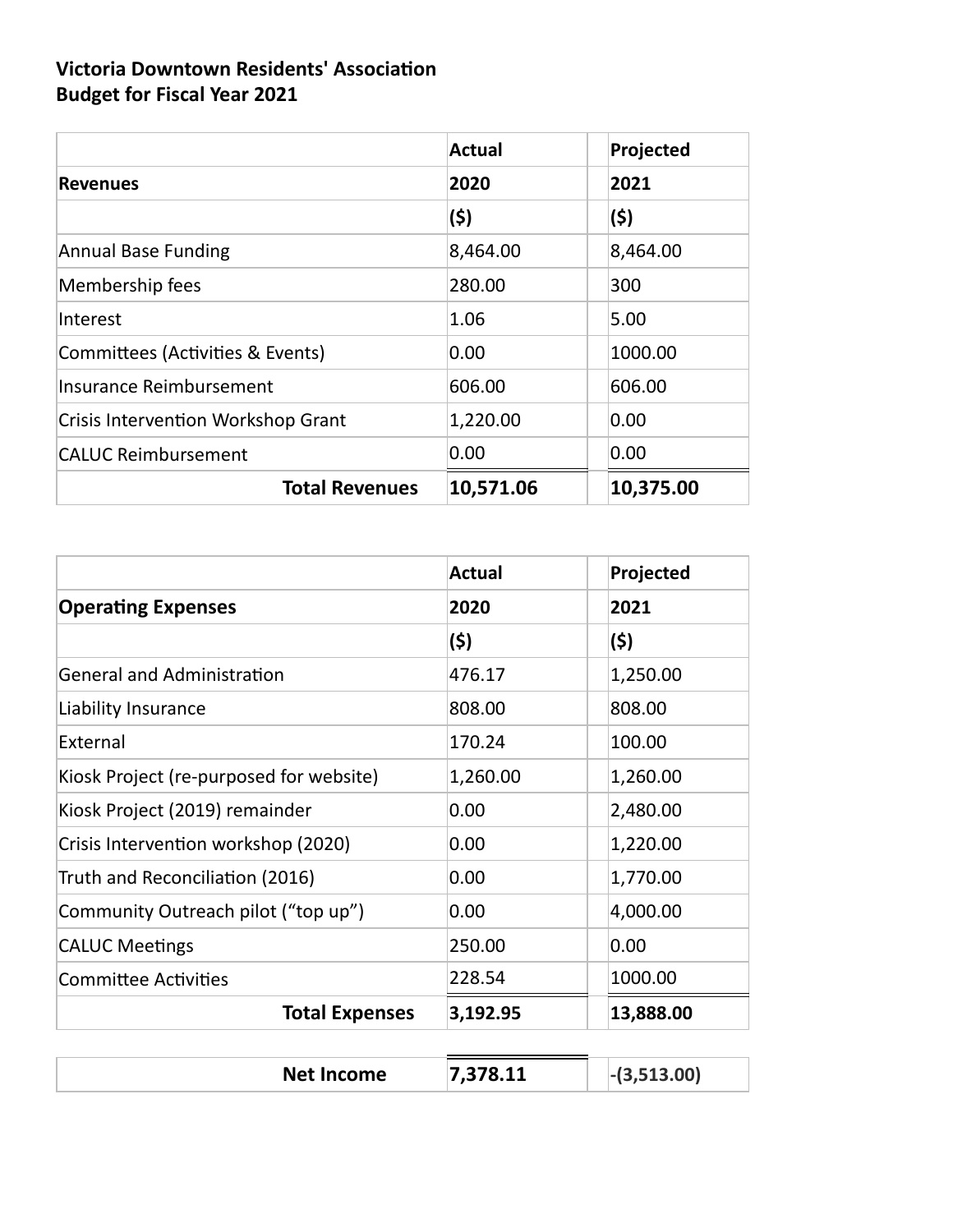**Victoria Downtown Residents' Association**
**Budget for Fiscal Year 2021**

| Revenues | Actual 2020 ($) | Projected 2021 ($) |
|---|---|---|
| Annual Base Funding | 8,464.00 | 8,464.00 |
| Membership fees | 280.00 | 300 |
| Interest | 1.06 | 5.00 |
| Committees (Activities & Events) | 0.00 | 1000.00 |
| Insurance Reimbursement | 606.00 | 606.00 |
| Crisis Intervention Workshop Grant | 1,220.00 | 0.00 |
| CALUC Reimbursement | 0.00 | 0.00 |
| **Total Revenues** | **10,571.06** | **10,375.00** |

| Operating Expenses | Actual 2020 ($) | Projected 2021 ($) |
|---|---|---|
| General and Administration | 476.17 | 1,250.00 |
| Liability Insurance | 808.00 | 808.00 |
| External | 170.24 | 100.00 |
| Kiosk Project (re-purposed for website) | 1,260.00 | 1,260.00 |
| Kiosk Project (2019) remainder | 0.00 | 2,480.00 |
| Crisis Intervention workshop (2020) | 0.00 | 1,220.00 |
| Truth and Reconciliation (2016) | 0.00 | 1,770.00 |
| Community Outreach pilot ("top up") | 0.00 | 4,000.00 |
| CALUC Meetings | 250.00 | 0.00 |
| Committee Activities | 228.54 | 1000.00 |
| **Total Expenses** | **3,192.95** | **13,888.00** |

| | | |
|---|---|---|
| **Net Income** | **7,378.11** | **-(3,513.00)** |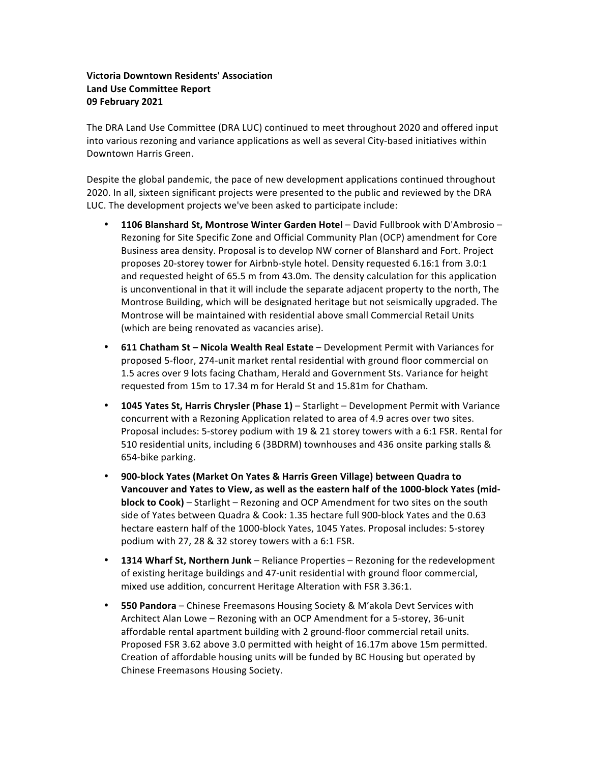**Victoria Downtown Residents' Association**
**Land Use Committee Report**
**09 February 2021**

The DRA Land Use Committee (DRA LUC) continued to meet throughout 2020 and offered input into various rezoning and variance applications as well as several City-based initiatives within Downtown Harris Green.

Despite the global pandemic, the pace of new development applications continued throughout 2020. In all, sixteen significant projects were presented to the public and reviewed by the DRA LUC. The development projects we've been asked to participate include:

- **1106 Blanshard St, Montrose Winter Garden Hotel** – David Fullbrook with D'Ambrosio – Rezoning for Site Specific Zone and Official Community Plan (OCP) amendment for Core Business area density. Proposal is to develop NW corner of Blanshard and Fort. Project proposes 20-storey tower for Airbnb-style hotel. Density requested 6.16:1 from 3.0:1 and requested height of 65.5 m from 43.0m. The density calculation for this application is unconventional in that it will include the separate adjacent property to the north, The Montrose Building, which will be designated heritage but not seismically upgraded. The Montrose will be maintained with residential above small Commercial Retail Units (which are being renovated as vacancies arise).
- **611 Chatham St – Nicola Wealth Real Estate** – Development Permit with Variances for proposed 5-floor, 274-unit market rental residential with ground floor commercial on 1.5 acres over 9 lots facing Chatham, Herald and Government Sts. Variance for height requested from 15m to 17.34 m for Herald St and 15.81m for Chatham.
- **1045 Yates St, Harris Chrysler (Phase 1)** – Starlight – Development Permit with Variance concurrent with a Rezoning Application related to area of 4.9 acres over two sites. Proposal includes: 5-storey podium with 19 & 21 storey towers with a 6:1 FSR. Rental for 510 residential units, including 6 (3BDRM) townhouses and 436 onsite parking stalls & 654-bike parking.
- **900-block Yates (Market On Yates & Harris Green Village) between Quadra to Vancouver and Yates to View, as well as the eastern half of the 1000-block Yates (mid-block to Cook)** – Starlight – Rezoning and OCP Amendment for two sites on the south side of Yates between Quadra & Cook: 1.35 hectare full 900-block Yates and the 0.63 hectare eastern half of the 1000-block Yates, 1045 Yates. Proposal includes: 5-storey podium with 27, 28 & 32 storey towers with a 6:1 FSR.
- **1314 Wharf St, Northern Junk** – Reliance Properties – Rezoning for the redevelopment of existing heritage buildings and 47-unit residential with ground floor commercial, mixed use addition, concurrent Heritage Alteration with FSR 3.36:1.
- **550 Pandora** – Chinese Freemasons Housing Society & M'akola Devt Services with Architect Alan Lowe – Rezoning with an OCP Amendment for a 5-storey, 36-unit affordable rental apartment building with 2 ground-floor commercial retail units. Proposed FSR 3.62 above 3.0 permitted with height of 16.17m above 15m permitted. Creation of affordable housing units will be funded by BC Housing but operated by Chinese Freemasons Housing Society.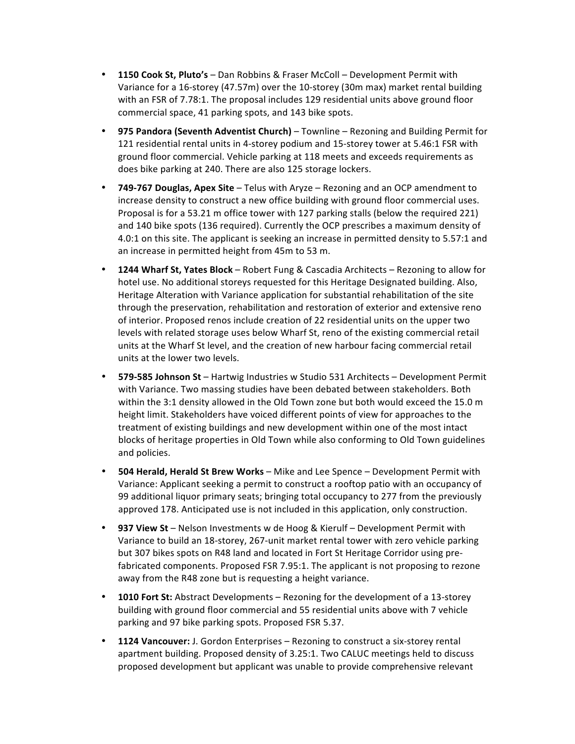- **1150 Cook St, Pluto's** – Dan Robbins & Fraser McColl – Development Permit with Variance for a 16-storey (47.57m) over the 10-storey (30m max) market rental building with an FSR of 7.78:1. The proposal includes 129 residential units above ground floor commercial space, 41 parking spots, and 143 bike spots.

- **975 Pandora (Seventh Adventist Church)** – Townline – Rezoning and Building Permit for 121 residential rental units in 4-storey podium and 15-storey tower at 5.46:1 FSR with ground floor commercial. Vehicle parking at 118 meets and exceeds requirements as does bike parking at 240. There are also 125 storage lockers.

- **749-767 Douglas, Apex Site** – Telus with Aryze – Rezoning and an OCP amendment to increase density to construct a new office building with ground floor commercial uses. Proposal is for a 53.21 m office tower with 127 parking stalls (below the required 221) and 140 bike spots (136 required). Currently the OCP prescribes a maximum density of 4.0:1 on this site. The applicant is seeking an increase in permitted density to 5.57:1 and an increase in permitted height from 45m to 53 m.

- **1244 Wharf St, Yates Block** – Robert Fung & Cascadia Architects – Rezoning to allow for hotel use. No additional storeys requested for this Heritage Designated building. Also, Heritage Alteration with Variance application for substantial rehabilitation of the site through the preservation, rehabilitation and restoration of exterior and extensive reno of interior. Proposed renos include creation of 22 residential units on the upper two levels with related storage uses below Wharf St, reno of the existing commercial retail units at the Wharf St level, and the creation of new harbour facing commercial retail units at the lower two levels.

- **579-585 Johnson St** – Hartwig Industries w Studio 531 Architects – Development Permit with Variance. Two massing studies have been debated between stakeholders. Both within the 3:1 density allowed in the Old Town zone but both would exceed the 15.0 m height limit. Stakeholders have voiced different points of view for approaches to the treatment of existing buildings and new development within one of the most intact blocks of heritage properties in Old Town while also conforming to Old Town guidelines and policies.

- **504 Herald, Herald St Brew Works** – Mike and Lee Spence – Development Permit with Variance: Applicant seeking a permit to construct a rooftop patio with an occupancy of 99 additional liquor primary seats; bringing total occupancy to 277 from the previously approved 178. Anticipated use is not included in this application, only construction.

- **937 View St** – Nelson Investments w de Hoog & Kierulf – Development Permit with Variance to build an 18-storey, 267-unit market rental tower with zero vehicle parking but 307 bikes spots on R48 land and located in Fort St Heritage Corridor using pre-fabricated components. Proposed FSR 7.95:1. The applicant is not proposing to rezone away from the R48 zone but is requesting a height variance.

- **1010 Fort St:** Abstract Developments – Rezoning for the development of a 13-storey building with ground floor commercial and 55 residential units above with 7 vehicle parking and 97 bike parking spots. Proposed FSR 5.37.

- **1124 Vancouver:** J. Gordon Enterprises – Rezoning to construct a six-storey rental apartment building. Proposed density of 3.25:1. Two CALUC meetings held to discuss proposed development but applicant was unable to provide comprehensive relevant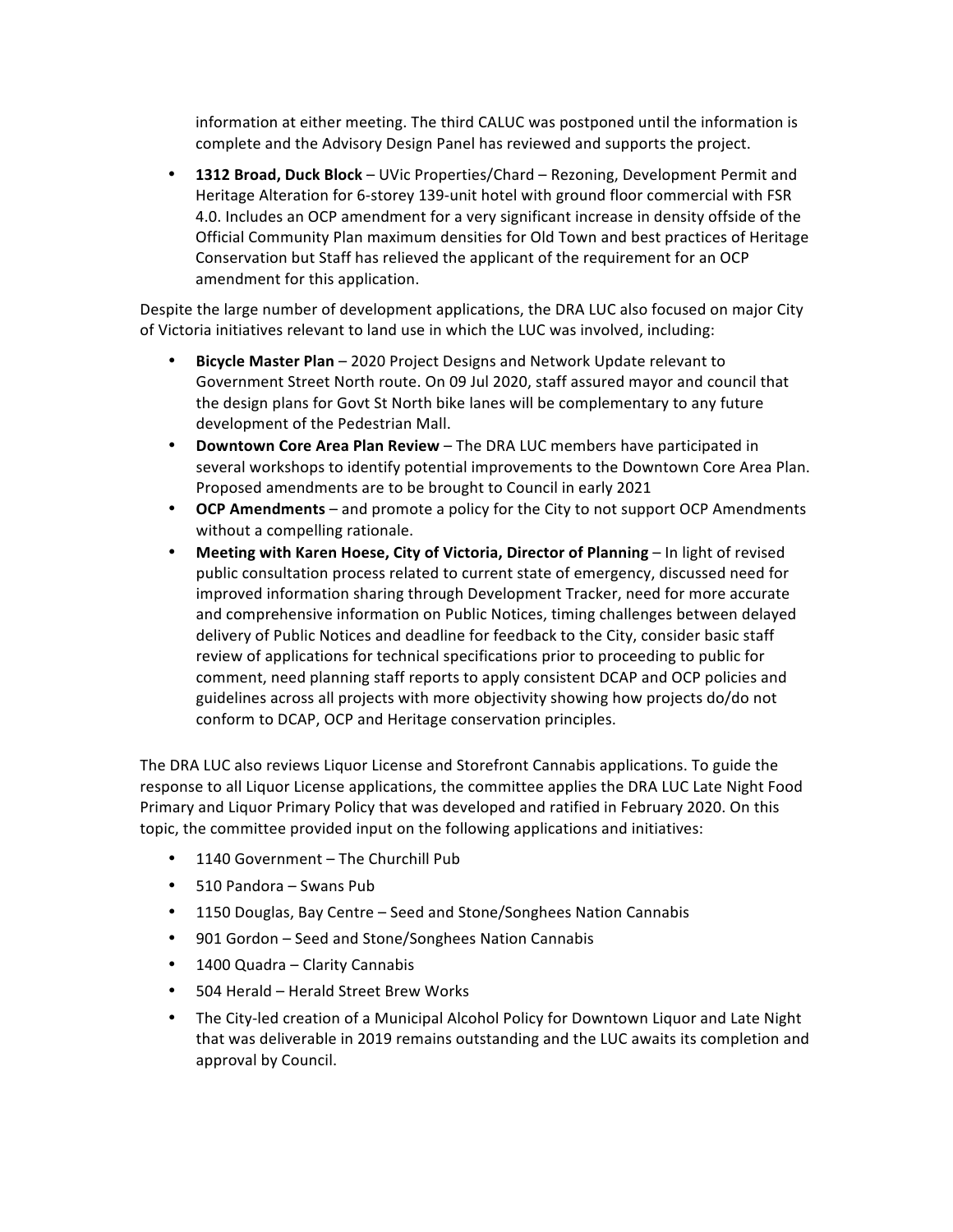information at either meeting. The third CALUC was postponed until the information is complete and the Advisory Design Panel has reviewed and supports the project.

- **1312 Broad, Duck Block** – UVic Properties/Chard – Rezoning, Development Permit and Heritage Alteration for 6-storey 139-unit hotel with ground floor commercial with FSR 4.0. Includes an OCP amendment for a very significant increase in density offside of the Official Community Plan maximum densities for Old Town and best practices of Heritage Conservation but Staff has relieved the applicant of the requirement for an OCP amendment for this application.

Despite the large number of development applications, the DRA LUC also focused on major City of Victoria initiatives relevant to land use in which the LUC was involved, including:

- **Bicycle Master Plan** – 2020 Project Designs and Network Update relevant to Government Street North route. On 09 Jul 2020, staff assured mayor and council that the design plans for Govt St North bike lanes will be complementary to any future development of the Pedestrian Mall.
- **Downtown Core Area Plan Review** – The DRA LUC members have participated in several workshops to identify potential improvements to the Downtown Core Area Plan. Proposed amendments are to be brought to Council in early 2021
- **OCP Amendments** – and promote a policy for the City to not support OCP Amendments without a compelling rationale.
- **Meeting with Karen Hoese, City of Victoria, Director of Planning** – In light of revised public consultation process related to current state of emergency, discussed need for improved information sharing through Development Tracker, need for more accurate and comprehensive information on Public Notices, timing challenges between delayed delivery of Public Notices and deadline for feedback to the City, consider basic staff review of applications for technical specifications prior to proceeding to public for comment, need planning staff reports to apply consistent DCAP and OCP policies and guidelines across all projects with more objectivity showing how projects do/do not conform to DCAP, OCP and Heritage conservation principles.

The DRA LUC also reviews Liquor License and Storefront Cannabis applications. To guide the response to all Liquor License applications, the committee applies the DRA LUC Late Night Food Primary and Liquor Primary Policy that was developed and ratified in February 2020. On this topic, the committee provided input on the following applications and initiatives:

- 1140 Government – The Churchill Pub
- 510 Pandora – Swans Pub
- 1150 Douglas, Bay Centre – Seed and Stone/Songhees Nation Cannabis
- 901 Gordon – Seed and Stone/Songhees Nation Cannabis
- 1400 Quadra – Clarity Cannabis
- 504 Herald – Herald Street Brew Works
- The City-led creation of a Municipal Alcohol Policy for Downtown Liquor and Late Night that was deliverable in 2019 remains outstanding and the LUC awaits its completion and approval by Council.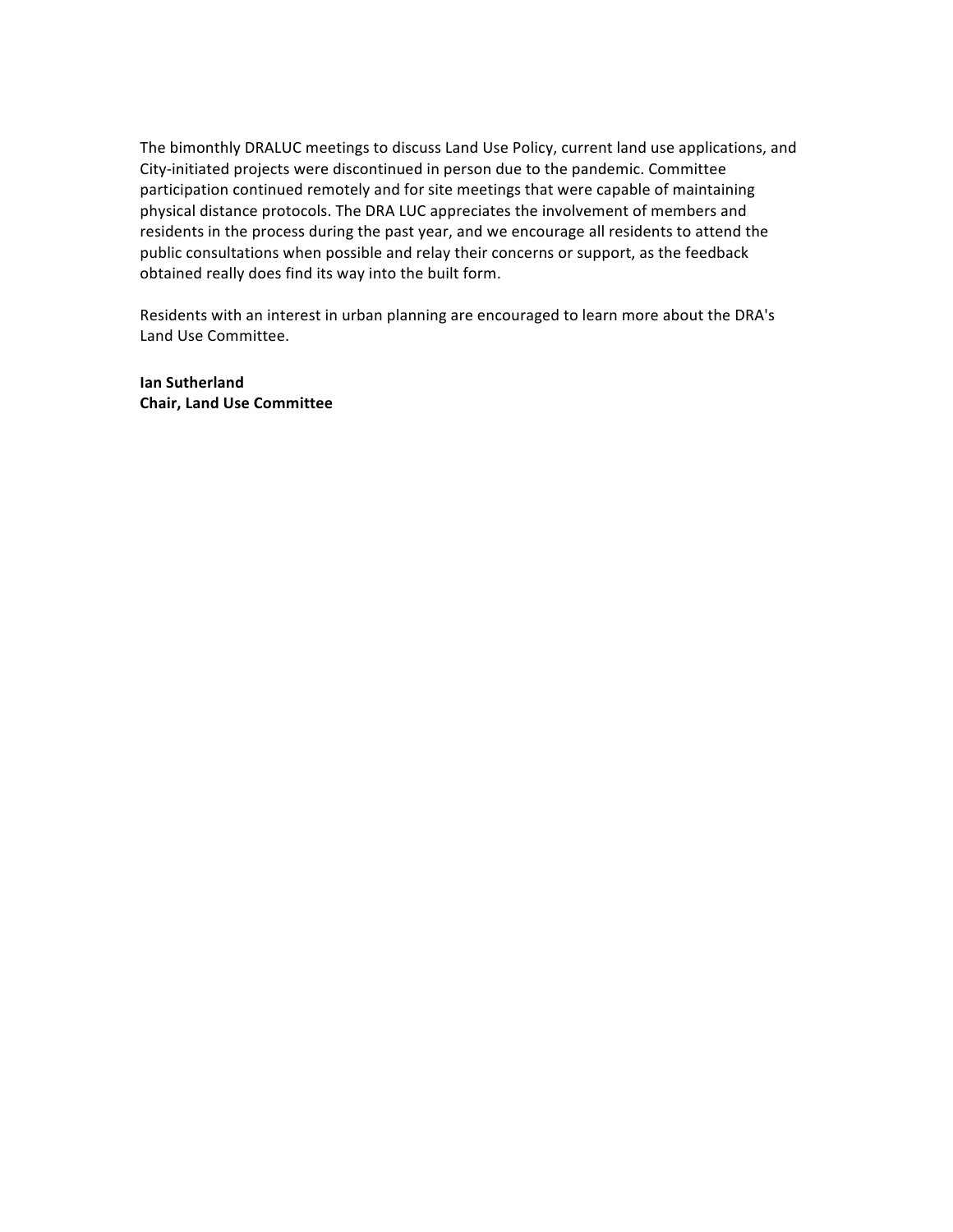The bimonthly DRALUC meetings to discuss Land Use Policy, current land use applications, and City-initiated projects were discontinued in person due to the pandemic. Committee participation continued remotely and for site meetings that were capable of maintaining physical distance protocols. The DRA LUC appreciates the involvement of members and residents in the process during the past year, and we encourage all residents to attend the public consultations when possible and relay their concerns or support, as the feedback obtained really does find its way into the built form.

Residents with an interest in urban planning are encouraged to learn more about the DRA's Land Use Committee.

**Ian Sutherland**
**Chair, Land Use Committee**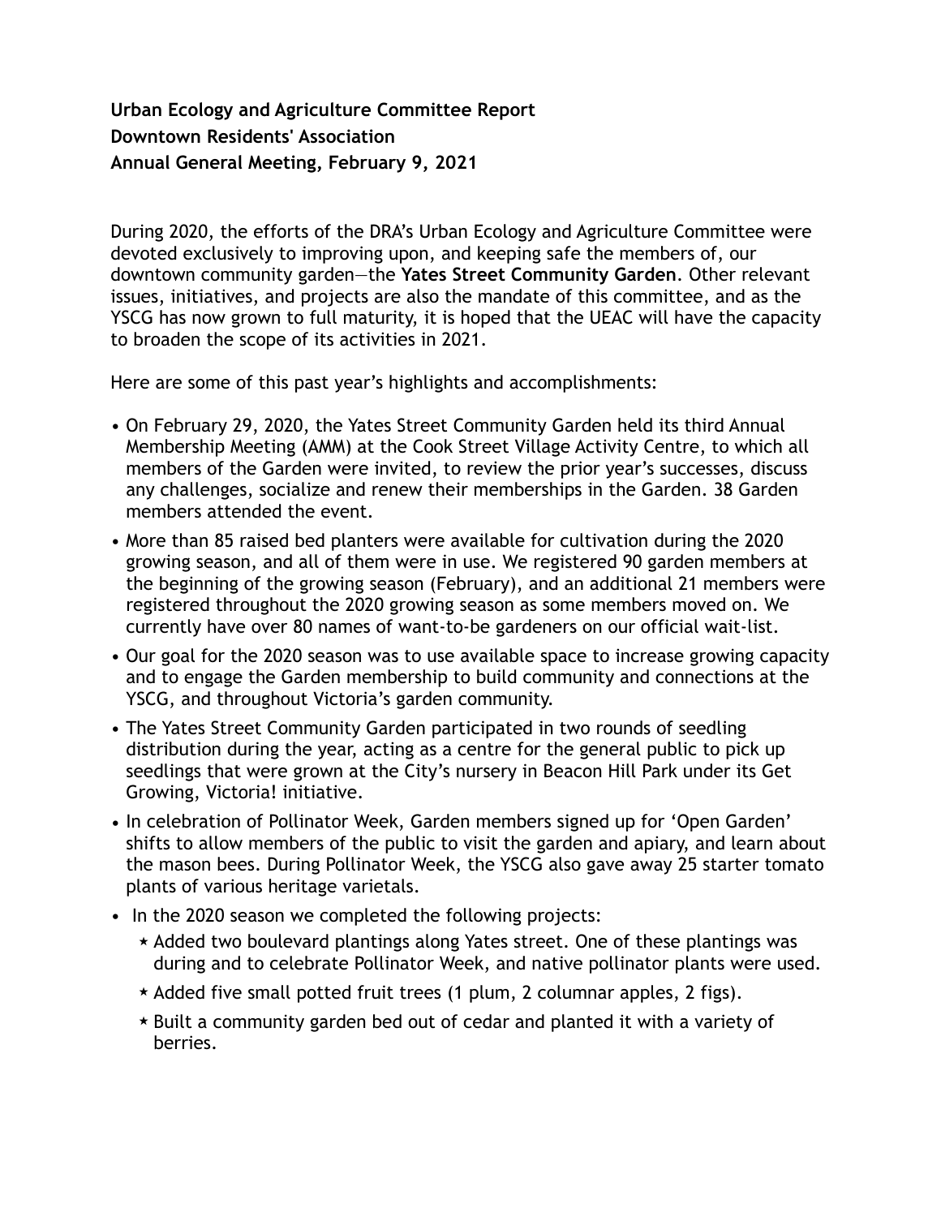**Urban Ecology and Agriculture Committee Report**
**Downtown Residents' Association**
**Annual General Meeting, February 9, 2021**

During 2020, the efforts of the DRA's Urban Ecology and Agriculture Committee were devoted exclusively to improving upon, and keeping safe the members of, our downtown community garden—the **Yates Street Community Garden**. Other relevant issues, initiatives, and projects are also the mandate of this committee, and as the YSCG has now grown to full maturity, it is hoped that the UEAC will have the capacity to broaden the scope of its activities in 2021.

Here are some of this past year's highlights and accomplishments:

- On February 29, 2020, the Yates Street Community Garden held its third Annual Membership Meeting (AMM) at the Cook Street Village Activity Centre, to which all members of the Garden were invited, to review the prior year's successes, discuss any challenges, socialize and renew their memberships in the Garden. 38 Garden members attended the event.
- More than 85 raised bed planters were available for cultivation during the 2020 growing season, and all of them were in use. We registered 90 garden members at the beginning of the growing season (February), and an additional 21 members were registered throughout the 2020 growing season as some members moved on. We currently have over 80 names of want-to-be gardeners on our official wait-list.
- Our goal for the 2020 season was to use available space to increase growing capacity and to engage the Garden membership to build community and connections at the YSCG, and throughout Victoria's garden community.
- The Yates Street Community Garden participated in two rounds of seedling distribution during the year, acting as a centre for the general public to pick up seedlings that were grown at the City's nursery in Beacon Hill Park under its Get Growing, Victoria! initiative.
- In celebration of Pollinator Week, Garden members signed up for 'Open Garden' shifts to allow members of the public to visit the garden and apiary, and learn about the mason bees. During Pollinator Week, the YSCG also gave away 25 starter tomato plants of various heritage varietals.
- In the 2020 season we completed the following projects:
  - Added two boulevard plantings along Yates street. One of these plantings was during and to celebrate Pollinator Week, and native pollinator plants were used.
  - Added five small potted fruit trees (1 plum, 2 columnar apples, 2 figs).
  - Built a community garden bed out of cedar and planted it with a variety of berries.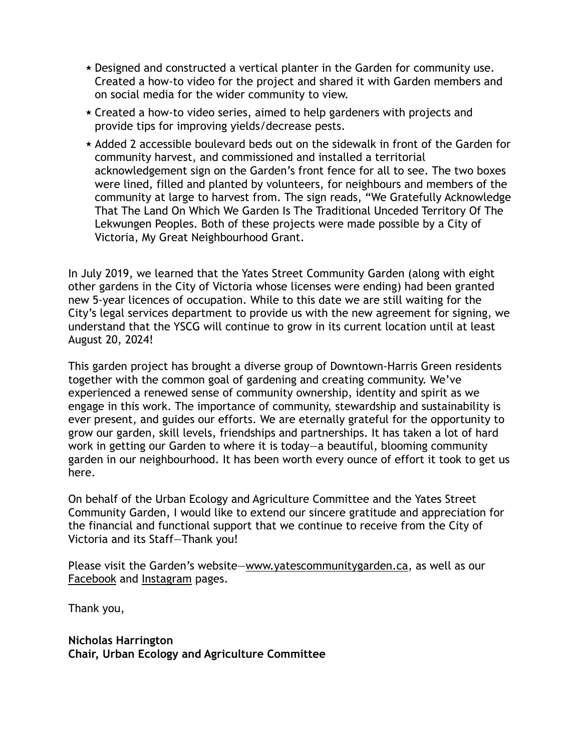* Designed and constructed a vertical planter in the Garden for community use. Created a how-to video for the project and shared it with Garden members and on social media for the wider community to view.
* Created a how-to video series, aimed to help gardeners with projects and provide tips for improving yields/decrease pests.
* Added 2 accessible boulevard beds out on the sidewalk in front of the Garden for community harvest, and commissioned and installed a territorial acknowledgement sign on the Garden's front fence for all to see. The two boxes were lined, filled and planted by volunteers, for neighbours and members of the community at large to harvest from. The sign reads, "We Gratefully Acknowledge That The Land On Which We Garden Is The Traditional Unceded Territory Of The Lekwungen Peoples. Both of these projects were made possible by a City of Victoria, My Great Neighbourhood Grant.

In July 2019, we learned that the Yates Street Community Garden (along with eight other gardens in the City of Victoria whose licenses were ending) had been granted new 5-year licences of occupation. While to this date we are still waiting for the City's legal services department to provide us with the new agreement for signing, we understand that the YSCG will continue to grow in its current location until at least August 20, 2024!

This garden project has brought a diverse group of Downtown-Harris Green residents together with the common goal of gardening and creating community. We've experienced a renewed sense of community ownership, identity and spirit as we engage in this work. The importance of community, stewardship and sustainability is ever present, and guides our efforts. We are eternally grateful for the opportunity to grow our garden, skill levels, friendships and partnerships. It has taken a lot of hard work in getting our Garden to where it is today—a beautiful, blooming community garden in our neighbourhood. It has been worth every ounce of effort it took to get us here.

On behalf of the Urban Ecology and Agriculture Committee and the Yates Street Community Garden, I would like to extend our sincere gratitude and appreciation for the financial and functional support that we continue to receive from the City of Victoria and its Staff—Thank you!

Please visit the Garden's website—www.yatescommunitygarden.ca, as well as our Facebook and Instagram pages.

Thank you,

**Nicholas Harrington**
**Chair, Urban Ecology and Agriculture Committee**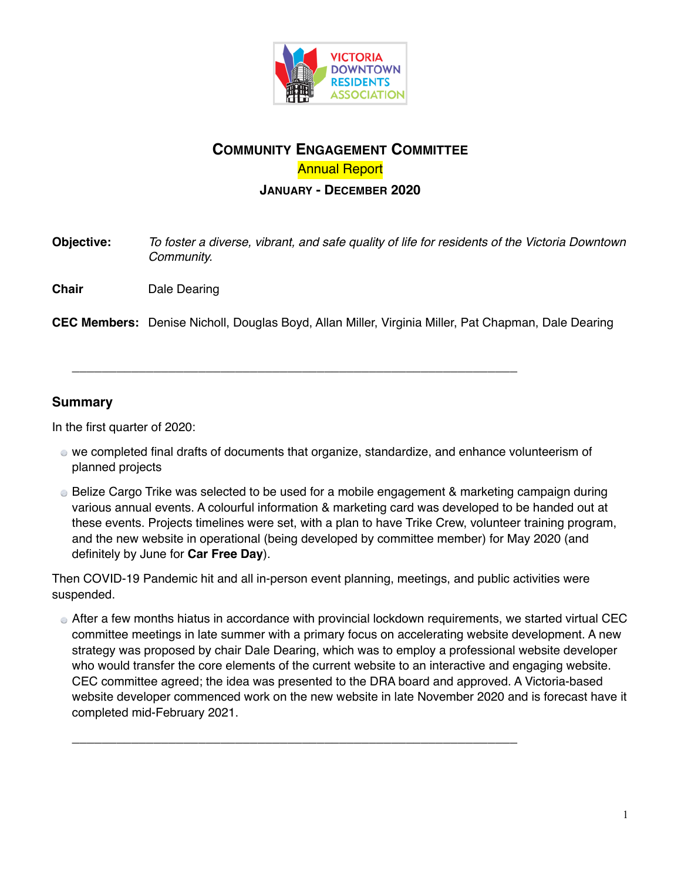# Community Engagement Committee

Annual Report

**January - December 2020**

**Objective:** *To foster a diverse, vibrant, and safe quality of life for residents of the Victoria Downtown Community.*

**Chair** Dale Dearing

**CEC Members:** Denise Nicholl, Douglas Boyd, Allan Miller, Virginia Miller, Pat Chapman, Dale Dearing

---

## Summary

In the first quarter of 2020:

- we completed final drafts of documents that organize, standardize, and enhance volunteerism of planned projects
- Belize Cargo Trike was selected to be used for a mobile engagement & marketing campaign during various annual events. A colourful information & marketing card was developed to be handed out at these events. Projects timelines were set, with a plan to have Trike Crew, volunteer training program, and the new website in operational (being developed by committee member) for May 2020 (and definitely by June for **Car Free Day**).

Then COVID-19 Pandemic hit and all in-person event planning, meetings, and public activities were suspended.

- After a few months hiatus in accordance with provincial lockdown requirements, we started virtual CEC committee meetings in late summer with a primary focus on accelerating website development. A new strategy was proposed by chair Dale Dearing, which was to employ a professional website developer who would transfer the core elements of the current website to an interactive and engaging website. CEC committee agreed; the idea was presented to the DRA board and approved. A Victoria-based website developer commenced work on the new website in late November 2020 and is forecast have it completed mid-February 2021.

---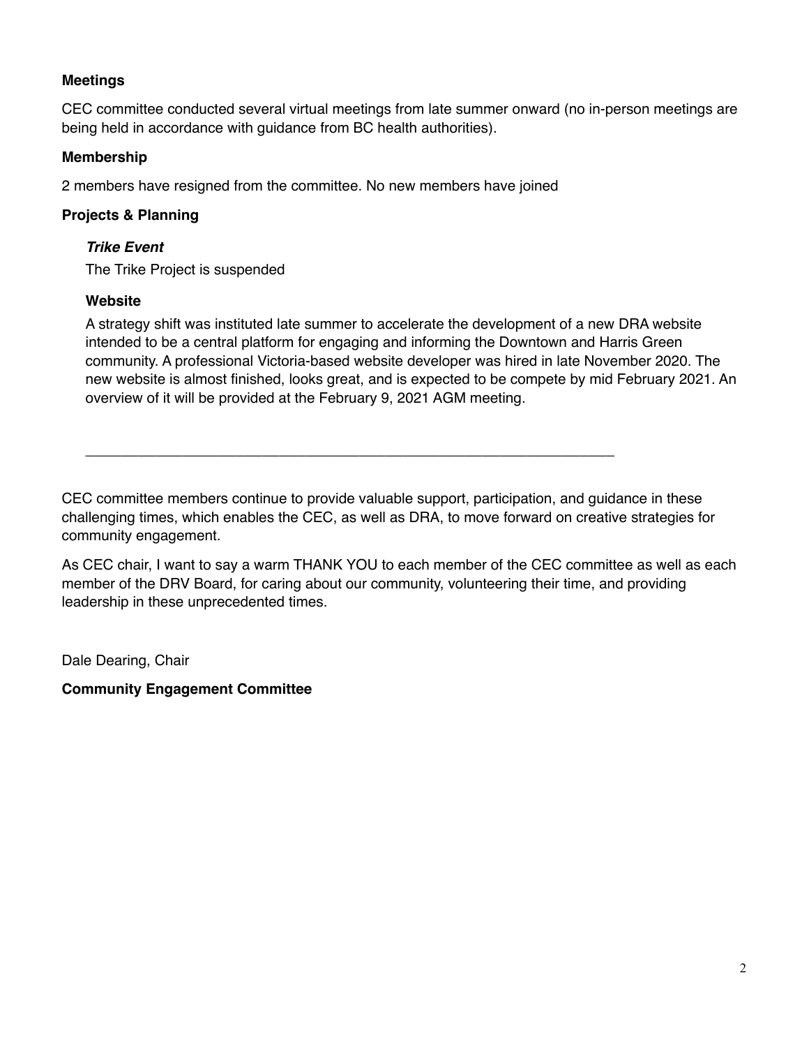### Meetings

CEC committee conducted several virtual meetings from late summer onward (no in-person meetings are being held in accordance with guidance from BC health authorities).

### Membership

2 members have resigned from the committee. No new members have joined

### Projects & Planning

#### ***Trike Event***

The Trike Project is suspended

#### Website

A strategy shift was instituted late summer to accelerate the development of a new DRA website intended to be a central platform for engaging and informing the Downtown and Harris Green community. A professional Victoria-based website developer was hired in late November 2020. The new website is almost finished, looks great, and is expected to be compete by mid February 2021. An overview of it will be provided at the February 9, 2021 AGM meeting.

---

CEC committee members continue to provide valuable support, participation, and guidance in these challenging times, which enables the CEC, as well as DRA, to move forward on creative strategies for community engagement.

As CEC chair, I want to say a warm THANK YOU to each member of the CEC committee as well as each member of the DRV Board, for caring about our community, volunteering their time, and providing leadership in these unprecedented times.

Dale Dearing, Chair

**Community Engagement Committee**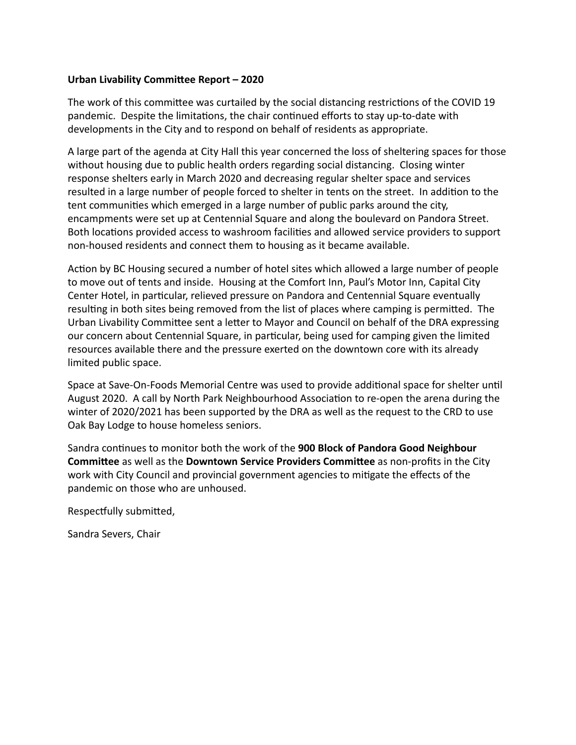**Urban Livability Committee Report – 2020**

The work of this committee was curtailed by the social distancing restrictions of the COVID 19 pandemic. Despite the limitations, the chair continued efforts to stay up-to-date with developments in the City and to respond on behalf of residents as appropriate.

A large part of the agenda at City Hall this year concerned the loss of sheltering spaces for those without housing due to public health orders regarding social distancing. Closing winter response shelters early in March 2020 and decreasing regular shelter space and services resulted in a large number of people forced to shelter in tents on the street. In addition to the tent communities which emerged in a large number of public parks around the city, encampments were set up at Centennial Square and along the boulevard on Pandora Street. Both locations provided access to washroom facilities and allowed service providers to support non-housed residents and connect them to housing as it became available.

Action by BC Housing secured a number of hotel sites which allowed a large number of people to move out of tents and inside. Housing at the Comfort Inn, Paul's Motor Inn, Capital City Center Hotel, in particular, relieved pressure on Pandora and Centennial Square eventually resulting in both sites being removed from the list of places where camping is permitted. The Urban Livability Committee sent a letter to Mayor and Council on behalf of the DRA expressing our concern about Centennial Square, in particular, being used for camping given the limited resources available there and the pressure exerted on the downtown core with its already limited public space.

Space at Save-On-Foods Memorial Centre was used to provide additional space for shelter until August 2020. A call by North Park Neighbourhood Association to re-open the arena during the winter of 2020/2021 has been supported by the DRA as well as the request to the CRD to use Oak Bay Lodge to house homeless seniors.

Sandra continues to monitor both the work of the **900 Block of Pandora Good Neighbour Committee** as well as the **Downtown Service Providers Committee** as non-profits in the City work with City Council and provincial government agencies to mitigate the effects of the pandemic on those who are unhoused.

Respectfully submitted,

Sandra Severs, Chair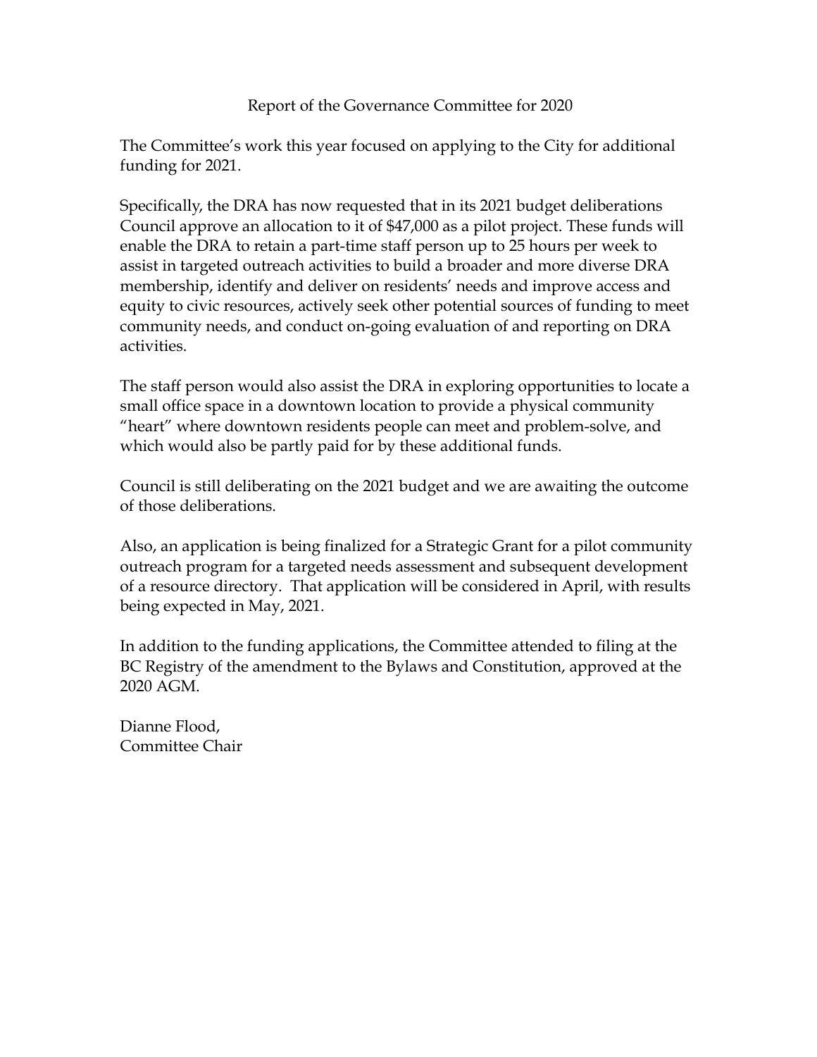# Report of the Governance Committee for 2020

The Committee's work this year focused on applying to the City for additional funding for 2021.

Specifically, the DRA has now requested that in its 2021 budget deliberations Council approve an allocation to it of $47,000 as a pilot project. These funds will enable the DRA to retain a part-time staff person up to 25 hours per week to assist in targeted outreach activities to build a broader and more diverse DRA membership, identify and deliver on residents' needs and improve access and equity to civic resources, actively seek other potential sources of funding to meet community needs, and conduct on-going evaluation of and reporting on DRA activities.

The staff person would also assist the DRA in exploring opportunities to locate a small office space in a downtown location to provide a physical community "heart" where downtown residents people can meet and problem-solve, and which would also be partly paid for by these additional funds.

Council is still deliberating on the 2021 budget and we are awaiting the outcome of those deliberations.

Also, an application is being finalized for a Strategic Grant for a pilot community outreach program for a targeted needs assessment and subsequent development of a resource directory. That application will be considered in April, with results being expected in May, 2021.

In addition to the funding applications, the Committee attended to filing at the BC Registry of the amendment to the Bylaws and Constitution, approved at the 2020 AGM.

Dianne Flood,
Committee Chair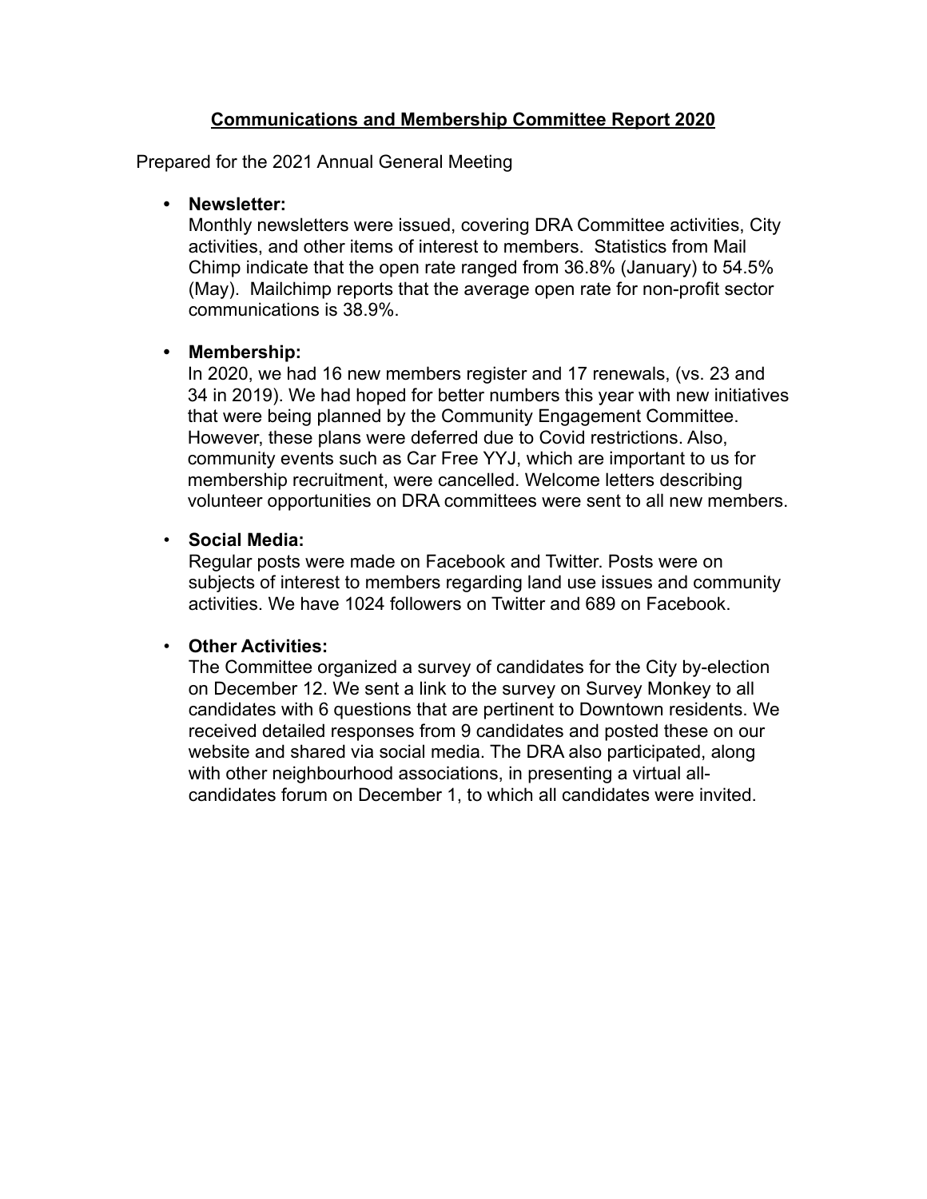# **Communications and Membership Committee Report 2020**

Prepared for the 2021 Annual General Meeting

- **Newsletter:**
  Monthly newsletters were issued, covering DRA Committee activities, City activities, and other items of interest to members. Statistics from Mail Chimp indicate that the open rate ranged from 36.8% (January) to 54.5% (May). Mailchimp reports that the average open rate for non-profit sector communications is 38.9%.

- **Membership:**
  In 2020, we had 16 new members register and 17 renewals, (vs. 23 and 34 in 2019). We had hoped for better numbers this year with new initiatives that were being planned by the Community Engagement Committee. However, these plans were deferred due to Covid restrictions. Also, community events such as Car Free YYJ, which are important to us for membership recruitment, were cancelled. Welcome letters describing volunteer opportunities on DRA committees were sent to all new members.

- **Social Media:**
  Regular posts were made on Facebook and Twitter. Posts were on subjects of interest to members regarding land use issues and community activities. We have 1024 followers on Twitter and 689 on Facebook.

- **Other Activities:**
  The Committee organized a survey of candidates for the City by-election on December 12. We sent a link to the survey on Survey Monkey to all candidates with 6 questions that are pertinent to Downtown residents. We received detailed responses from 9 candidates and posted these on our website and shared via social media. The DRA also participated, along with other neighbourhood associations, in presenting a virtual all-candidates forum on December 1, to which all candidates were invited.